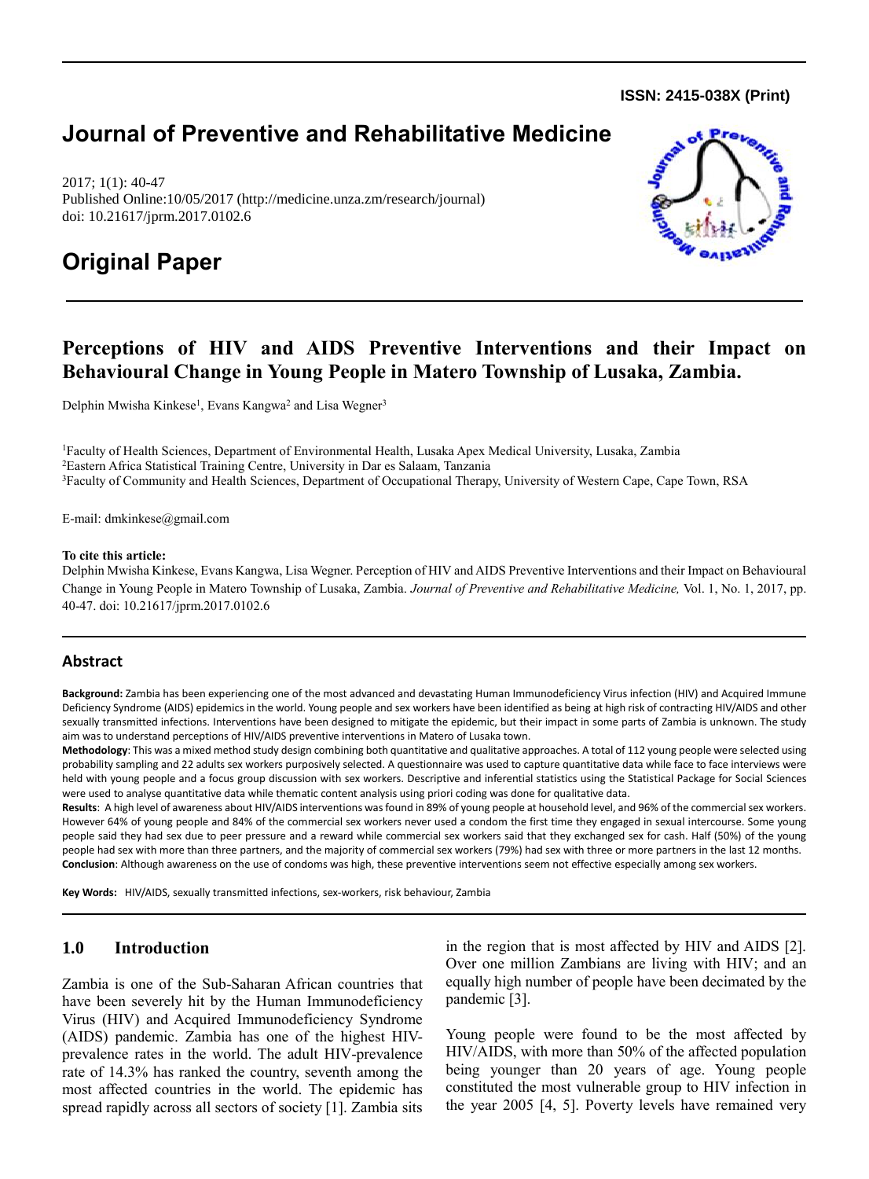**ISSN: 2415-038X (Print)**

# Journal of Preventive and Rehabilitative Medicine

2017; 1(1): 40-47
Published Online:10/05/2017 (http://medicine.unza.zm/research/journal)
doi: 10.21617/jprm.2017.0102.6

## Original Paper

# Perceptions of HIV and AIDS Preventive Interventions and their Impact on Behavioural Change in Young People in Matero Township of Lusaka, Zambia.

Delphin Mwisha Kinkese[1], Evans Kangwa[2] and Lisa Wegner[3]

[1]Faculty of Health Sciences, Department of Environmental Health, Lusaka Apex Medical University, Lusaka, Zambia
[2]Eastern Africa Statistical Training Centre, University in Dar es Salaam, Tanzania
[3]Faculty of Community and Health Sciences, Department of Occupational Therapy, University of Western Cape, Cape Town, RSA

E-mail: dmkinkese@gmail.com

**To cite this article:**
Delphin Mwisha Kinkese, Evans Kangwa, Lisa Wegner. Perception of HIV and AIDS Preventive Interventions and their Impact on Behavioural Change in Young People in Matero Township of Lusaka, Zambia. *Journal of Preventive and Rehabilitative Medicine,* Vol. 1, No. 1, 2017, pp. 40-47. doi: 10.21617/jprm.2017.0102.6

## Abstract

**Background:** Zambia has been experiencing one of the most advanced and devastating Human Immunodeficiency Virus infection (HIV) and Acquired Immune Deficiency Syndrome (AIDS) epidemics in the world. Young people and sex workers have been identified as being at high risk of contracting HIV/AIDS and other sexually transmitted infections. Interventions have been designed to mitigate the epidemic, but their impact in some parts of Zambia is unknown. The study aim was to understand perceptions of HIV/AIDS preventive interventions in Matero of Lusaka town.

**Methodology**: This was a mixed method study design combining both quantitative and qualitative approaches. A total of 112 young people were selected using probability sampling and 22 adults sex workers purposively selected. A questionnaire was used to capture quantitative data while face to face interviews were held with young people and a focus group discussion with sex workers. Descriptive and inferential statistics using the Statistical Package for Social Sciences were used to analyse quantitative data while thematic content analysis using priori coding was done for qualitative data.

**Results**: A high level of awareness about HIV/AIDS interventions was found in 89% of young people at household level, and 96% of the commercial sex workers. However 64% of young people and 84% of the commercial sex workers never used a condom the first time they engaged in sexual intercourse. Some young people said they had sex due to peer pressure and a reward while commercial sex workers said that they exchanged sex for cash. Half (50%) of the young people had sex with more than three partners, and the majority of commercial sex workers (79%) had sex with three or more partners in the last 12 months.

**Conclusion**: Although awareness on the use of condoms was high, these preventive interventions seem not effective especially among sex workers.

**Key Words:** HIV/AIDS, sexually transmitted infections, sex-workers, risk behaviour, Zambia

## 1.0 Introduction

Zambia is one of the Sub-Saharan African countries that have been severely hit by the Human Immunodeficiency Virus (HIV) and Acquired Immunodeficiency Syndrome (AIDS) pandemic. Zambia has one of the highest HIV-prevalence rates in the world. The adult HIV-prevalence rate of 14.3% has ranked the country, seventh among the most affected countries in the world. The epidemic has spread rapidly across all sectors of society [1]. Zambia sits in the region that is most affected by HIV and AIDS [2]. Over one million Zambians are living with HIV; and an equally high number of people have been decimated by the pandemic [3].

Young people were found to be the most affected by HIV/AIDS, with more than 50% of the affected population being younger than 20 years of age. Young people constituted the most vulnerable group to HIV infection in the year 2005 [4, 5]. Poverty levels have remained very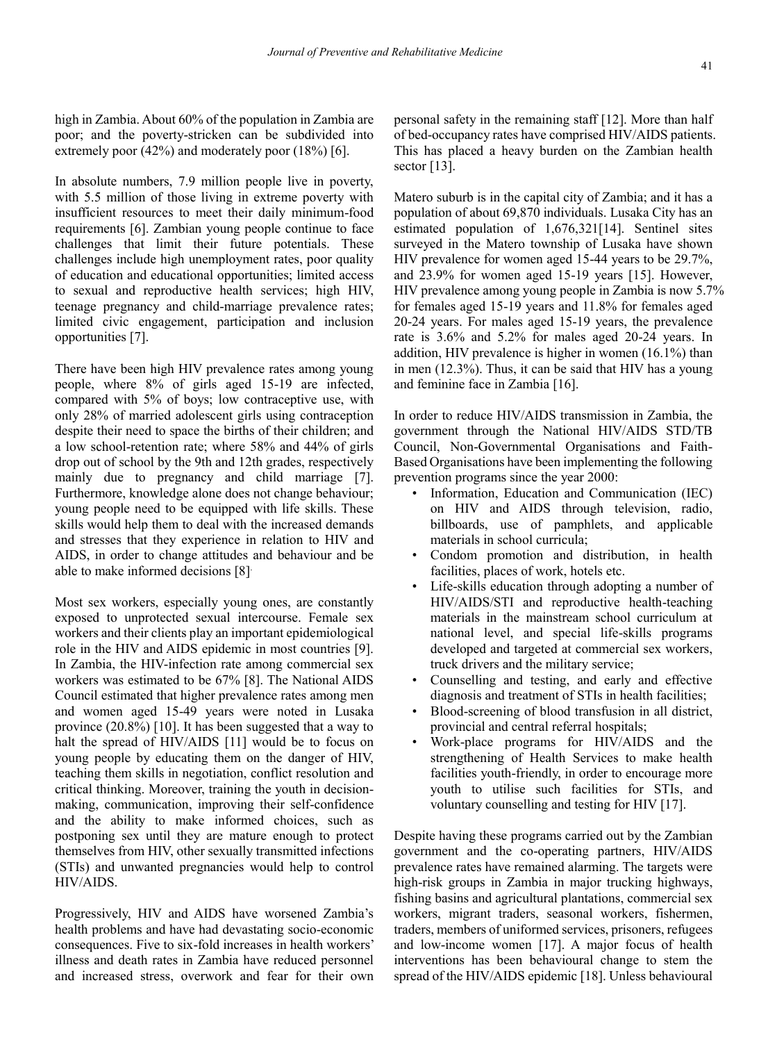high in Zambia. About 60% of the population in Zambia are poor; and the poverty-stricken can be subdivided into extremely poor (42%) and moderately poor (18%) [6].

In absolute numbers, 7.9 million people live in poverty, with 5.5 million of those living in extreme poverty with insufficient resources to meet their daily minimum-food requirements [6]. Zambian young people continue to face challenges that limit their future potentials. These challenges include high unemployment rates, poor quality of education and educational opportunities; limited access to sexual and reproductive health services; high HIV, teenage pregnancy and child-marriage prevalence rates; limited civic engagement, participation and inclusion opportunities [7].

There have been high HIV prevalence rates among young people, where 8% of girls aged 15-19 are infected, compared with 5% of boys; low contraceptive use, with only 28% of married adolescent girls using contraception despite their need to space the births of their children; and a low school-retention rate; where 58% and 44% of girls drop out of school by the 9th and 12th grades, respectively mainly due to pregnancy and child marriage [7]. Furthermore, knowledge alone does not change behaviour; young people need to be equipped with life skills. These skills would help them to deal with the increased demands and stresses that they experience in relation to HIV and AIDS, in order to change attitudes and behaviour and be able to make informed decisions [8].

Most sex workers, especially young ones, are constantly exposed to unprotected sexual intercourse. Female sex workers and their clients play an important epidemiological role in the HIV and AIDS epidemic in most countries [9]. In Zambia, the HIV-infection rate among commercial sex workers was estimated to be 67% [8]. The National AIDS Council estimated that higher prevalence rates among men and women aged 15-49 years were noted in Lusaka province (20.8%) [10]. It has been suggested that a way to halt the spread of HIV/AIDS [11] would be to focus on young people by educating them on the danger of HIV, teaching them skills in negotiation, conflict resolution and critical thinking. Moreover, training the youth in decision-making, communication, improving their self-confidence and the ability to make informed choices, such as postponing sex until they are mature enough to protect themselves from HIV, other sexually transmitted infections (STIs) and unwanted pregnancies would help to control HIV/AIDS.

Progressively, HIV and AIDS have worsened Zambia's health problems and have had devastating socio-economic consequences. Five to six-fold increases in health workers' illness and death rates in Zambia have reduced personnel and increased stress, overwork and fear for their own personal safety in the remaining staff [12]. More than half of bed-occupancy rates have comprised HIV/AIDS patients. This has placed a heavy burden on the Zambian health sector [13].

Matero suburb is in the capital city of Zambia; and it has a population of about 69,870 individuals. Lusaka City has an estimated population of 1,676,321[14]. Sentinel sites surveyed in the Matero township of Lusaka have shown HIV prevalence for women aged 15-44 years to be 29.7%, and 23.9% for women aged 15-19 years [15]. However, HIV prevalence among young people in Zambia is now 5.7% for females aged 15-19 years and 11.8% for females aged 20-24 years. For males aged 15-19 years, the prevalence rate is 3.6% and 5.2% for males aged 20-24 years. In addition, HIV prevalence is higher in women (16.1%) than in men (12.3%). Thus, it can be said that HIV has a young and feminine face in Zambia [16].

In order to reduce HIV/AIDS transmission in Zambia, the government through the National HIV/AIDS STD/TB Council, Non-Governmental Organisations and Faith-Based Organisations have been implementing the following prevention programs since the year 2000:

- Information, Education and Communication (IEC) on HIV and AIDS through television, radio, billboards, use of pamphlets, and applicable materials in school curricula;
- Condom promotion and distribution, in health facilities, places of work, hotels etc.
- Life-skills education through adopting a number of HIV/AIDS/STI and reproductive health-teaching materials in the mainstream school curriculum at national level, and special life-skills programs developed and targeted at commercial sex workers, truck drivers and the military service;
- Counselling and testing, and early and effective diagnosis and treatment of STIs in health facilities;
- Blood-screening of blood transfusion in all district, provincial and central referral hospitals;
- Work-place programs for HIV/AIDS and the strengthening of Health Services to make health facilities youth-friendly, in order to encourage more youth to utilise such facilities for STIs, and voluntary counselling and testing for HIV [17].

Despite having these programs carried out by the Zambian government and the co-operating partners, HIV/AIDS prevalence rates have remained alarming. The targets were high-risk groups in Zambia in major trucking highways, fishing basins and agricultural plantations, commercial sex workers, migrant traders, seasonal workers, fishermen, traders, members of uniformed services, prisoners, refugees and low-income women [17]. A major focus of health interventions has been behavioural change to stem the spread of the HIV/AIDS epidemic [18]. Unless behavioural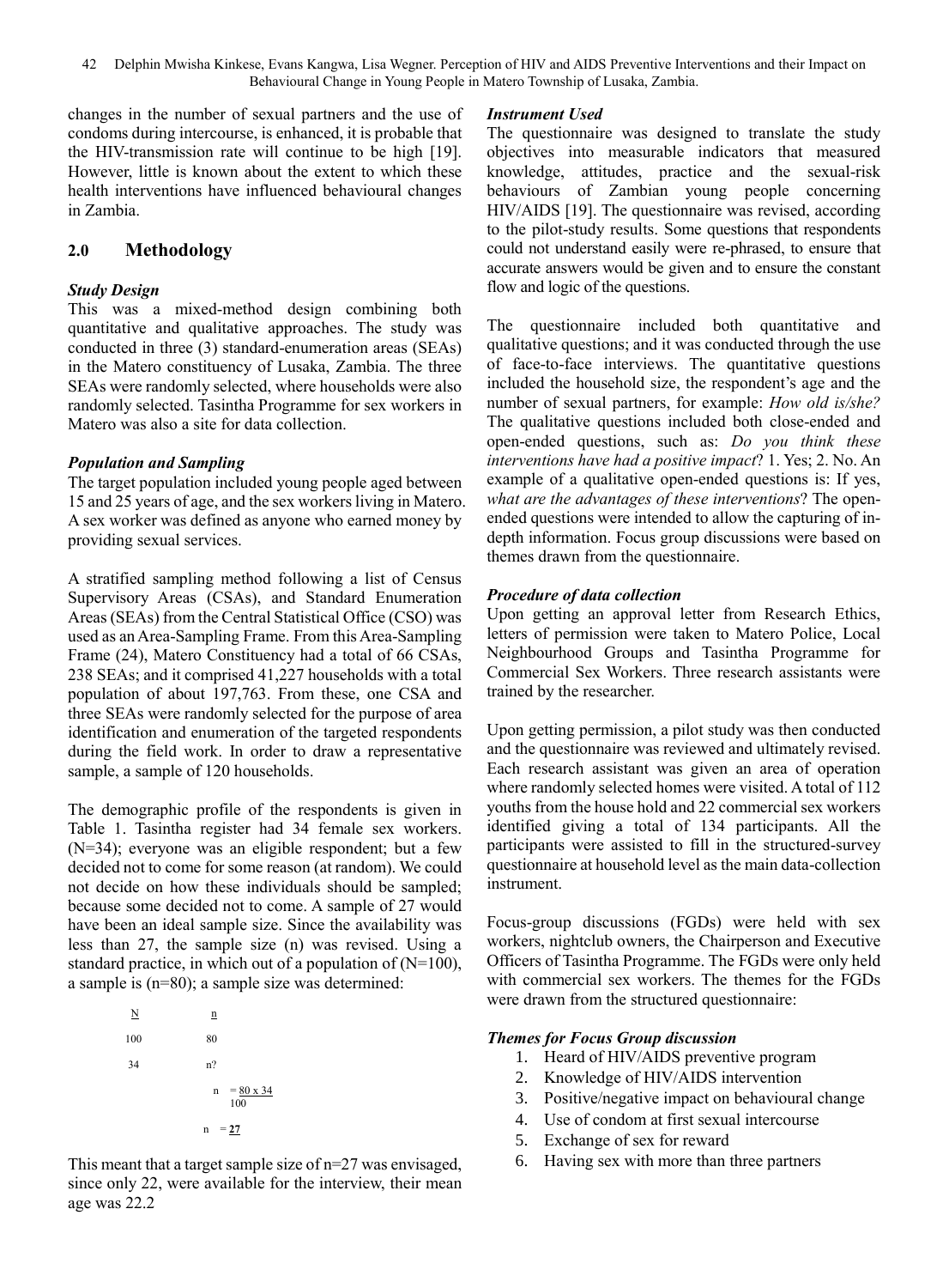changes in the number of sexual partners and the use of condoms during intercourse, is enhanced, it is probable that the HIV-transmission rate will continue to be high [19]. However, little is known about the extent to which these health interventions have influenced behavioural changes in Zambia.

## 2.0 Methodology

***Study Design***

This was a mixed-method design combining both quantitative and qualitative approaches. The study was conducted in three (3) standard-enumeration areas (SEAs) in the Matero constituency of Lusaka, Zambia. The three SEAs were randomly selected, where households were also randomly selected. Tasintha Programme for sex workers in Matero was also a site for data collection.

***Population and Sampling***

The target population included young people aged between 15 and 25 years of age, and the sex workers living in Matero. A sex worker was defined as anyone who earned money by providing sexual services.

A stratified sampling method following a list of Census Supervisory Areas (CSAs), and Standard Enumeration Areas (SEAs) from the Central Statistical Office (CSO) was used as an Area-Sampling Frame. From this Area-Sampling Frame (24), Matero Constituency had a total of 66 CSAs, 238 SEAs; and it comprised 41,227 households with a total population of about 197,763. From these, one CSA and three SEAs were randomly selected for the purpose of area identification and enumeration of the targeted respondents during the field work. In order to draw a representative sample, a sample of 120 households.

The demographic profile of the respondents is given in Table 1. Tasintha register had 34 female sex workers. (N=34); everyone was an eligible respondent; but a few decided not to come for some reason (at random). We could not decide on how these individuals should be sampled; because some decided not to come. A sample of 27 would have been an ideal sample size. Since the availability was less than 27, the sample size (n) was revised. Using a standard practice, in which out of a population of (N=100), a sample is (n=80); a sample size was determined:

| N | n |
|---|---|
| 100 | 80 |
| 34 | n? |

$$n = \frac{80 \times 34}{100}$$

$$n = \underline{27}$$

This meant that a target sample size of n=27 was envisaged, since only 22, were available for the interview, their mean age was 22.2

***Instrument Used***

The questionnaire was designed to translate the study objectives into measurable indicators that measured knowledge, attitudes, practice and the sexual-risk behaviours of Zambian young people concerning HIV/AIDS [19]. The questionnaire was revised, according to the pilot-study results. Some questions that respondents could not understand easily were re-phrased, to ensure that accurate answers would be given and to ensure the constant flow and logic of the questions.

The questionnaire included both quantitative and qualitative questions; and it was conducted through the use of face-to-face interviews. The quantitative questions included the household size, the respondent's age and the number of sexual partners, for example: *How old is/she?* The qualitative questions included both close-ended and open-ended questions, such as: *Do you think these interventions have had a positive impact*? 1. Yes; 2. No. An example of a qualitative open-ended questions is: If yes, *what are the advantages of these interventions*? The open-ended questions were intended to allow the capturing of in-depth information. Focus group discussions were based on themes drawn from the questionnaire.

***Procedure of data collection***

Upon getting an approval letter from Research Ethics, letters of permission were taken to Matero Police, Local Neighbourhood Groups and Tasintha Programme for Commercial Sex Workers. Three research assistants were trained by the researcher.

Upon getting permission, a pilot study was then conducted and the questionnaire was reviewed and ultimately revised. Each research assistant was given an area of operation where randomly selected homes were visited. A total of 112 youths from the house hold and 22 commercial sex workers identified giving a total of 134 participants. All the participants were assisted to fill in the structured-survey questionnaire at household level as the main data-collection instrument.

Focus-group discussions (FGDs) were held with sex workers, nightclub owners, the Chairperson and Executive Officers of Tasintha Programme. The FGDs were only held with commercial sex workers. The themes for the FGDs were drawn from the structured questionnaire:

***Themes for Focus Group discussion***

1. Heard of HIV/AIDS preventive program
2. Knowledge of HIV/AIDS intervention
3. Positive/negative impact on behavioural change
4. Use of condom at first sexual intercourse
5. Exchange of sex for reward
6. Having sex with more than three partners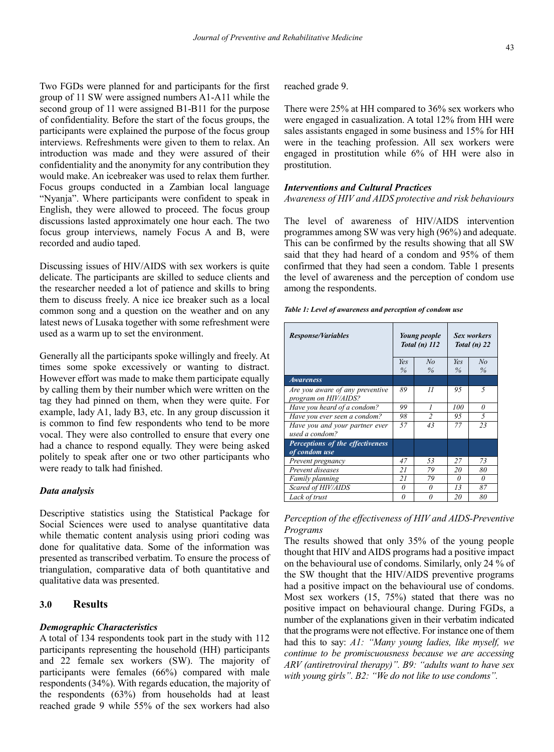Two FGDs were planned for and participants for the first group of 11 SW were assigned numbers A1-A11 while the second group of 11 were assigned B1-B11 for the purpose of confidentiality. Before the start of the focus groups, the participants were explained the purpose of the focus group interviews. Refreshments were given to them to relax. An introduction was made and they were assured of their confidentiality and the anonymity for any contribution they would make. An icebreaker was used to relax them further. Focus groups conducted in a Zambian local language "Nyanja". Where participants were confident to speak in English, they were allowed to proceed. The focus group discussions lasted approximately one hour each. The two focus group interviews, namely Focus A and B, were recorded and audio taped.

Discussing issues of HIV/AIDS with sex workers is quite delicate. The participants are skilled to seduce clients and the researcher needed a lot of patience and skills to bring them to discuss freely. A nice ice breaker such as a local common song and a question on the weather and on any latest news of Lusaka together with some refreshment were used as a warm up to set the environment.

Generally all the participants spoke willingly and freely. At times some spoke excessively or wanting to distract. However effort was made to make them participate equally by calling them by their number which were written on the tag they had pinned on them, when they were quite. For example, lady A1, lady B3, etc. In any group discussion it is common to find few respondents who tend to be more vocal. They were also controlled to ensure that every one had a chance to respond equally. They were being asked politely to speak after one or two other participants who were ready to talk had finished.

### *Data analysis*

Descriptive statistics using the Statistical Package for Social Sciences were used to analyse quantitative data while thematic content analysis using priori coding was done for qualitative data. Some of the information was presented as transcribed verbatim. To ensure the process of triangulation, comparative data of both quantitative and qualitative data was presented.

## 3.0 Results

### *Demographic Characteristics*

A total of 134 respondents took part in the study with 112 participants representing the household (HH) participants and 22 female sex workers (SW). The majority of participants were females (66%) compared with male respondents (34%). With regards education, the majority of the respondents (63%) from households had at least reached grade 9 while 55% of the sex workers had also reached grade 9.

There were 25% at HH compared to 36% sex workers who were engaged in casualization. A total 12% from HH were sales assistants engaged in some business and 15% for HH were in the teaching profession. All sex workers were engaged in prostitution while 6% of HH were also in prostitution.

### *Interventions and Cultural Practices*

*Awareness of HIV and AIDS protective and risk behaviours*

The level of awareness of HIV/AIDS intervention programmes among SW was very high (96%) and adequate. This can be confirmed by the results showing that all SW said that they had heard of a condom and 95% of them confirmed that they had seen a condom. Table 1 presents the level of awareness and the perception of condom use among the respondents.

***Table 1: Level of awareness and perception of condom use***

| ***Response/Variables*** | ***Young people Total (n) 112*** | | ***Sex workers Total (n) 22*** | |
|---|---|---|---|---|
| | *Yes %* | *No %* | *Yes %* | *No %* |
| ***Awareness*** | | | | |
| *Are you aware of any preventive program on HIV/AIDS?* | *89* | *11* | *95* | *5* |
| *Have you heard of a condom?* | *99* | *1* | *100* | *0* |
| *Have you ever seen a condom?* | *98* | *2* | *95* | *5* |
| *Have you and your partner ever used a condom?* | *57* | *43* | *77* | *23* |
| ***Perceptions of the effectiveness of condom use*** | | | | |
| *Prevent pregnancy* | *47* | *53* | *27* | *73* |
| *Prevent diseases* | *21* | *79* | *20* | *80* |
| *Family planning* | *21* | *79* | *0* | *0* |
| *Scared of HIV/AIDS* | *0* | *0* | *13* | *87* |
| *Lack of trust* | *0* | *0* | *20* | *80* |

*Perception of the effectiveness of HIV and AIDS-Preventive Programs*

The results showed that only 35% of the young people thought that HIV and AIDS programs had a positive impact on the behavioural use of condoms. Similarly, only 24 % of the SW thought that the HIV/AIDS preventive programs had a positive impact on the behavioural use of condoms. Most sex workers (15, 75%) stated that there was no positive impact on behavioural change. During FGDs, a number of the explanations given in their verbatim indicated that the programs were not effective. For instance one of them had this to say: *A1: "Many young ladies, like myself, we continue to be promiscuousness because we are accessing ARV (antiretroviral therapy)". B9: "adults want to have sex with young girls". B2: "We do not like to use condoms".*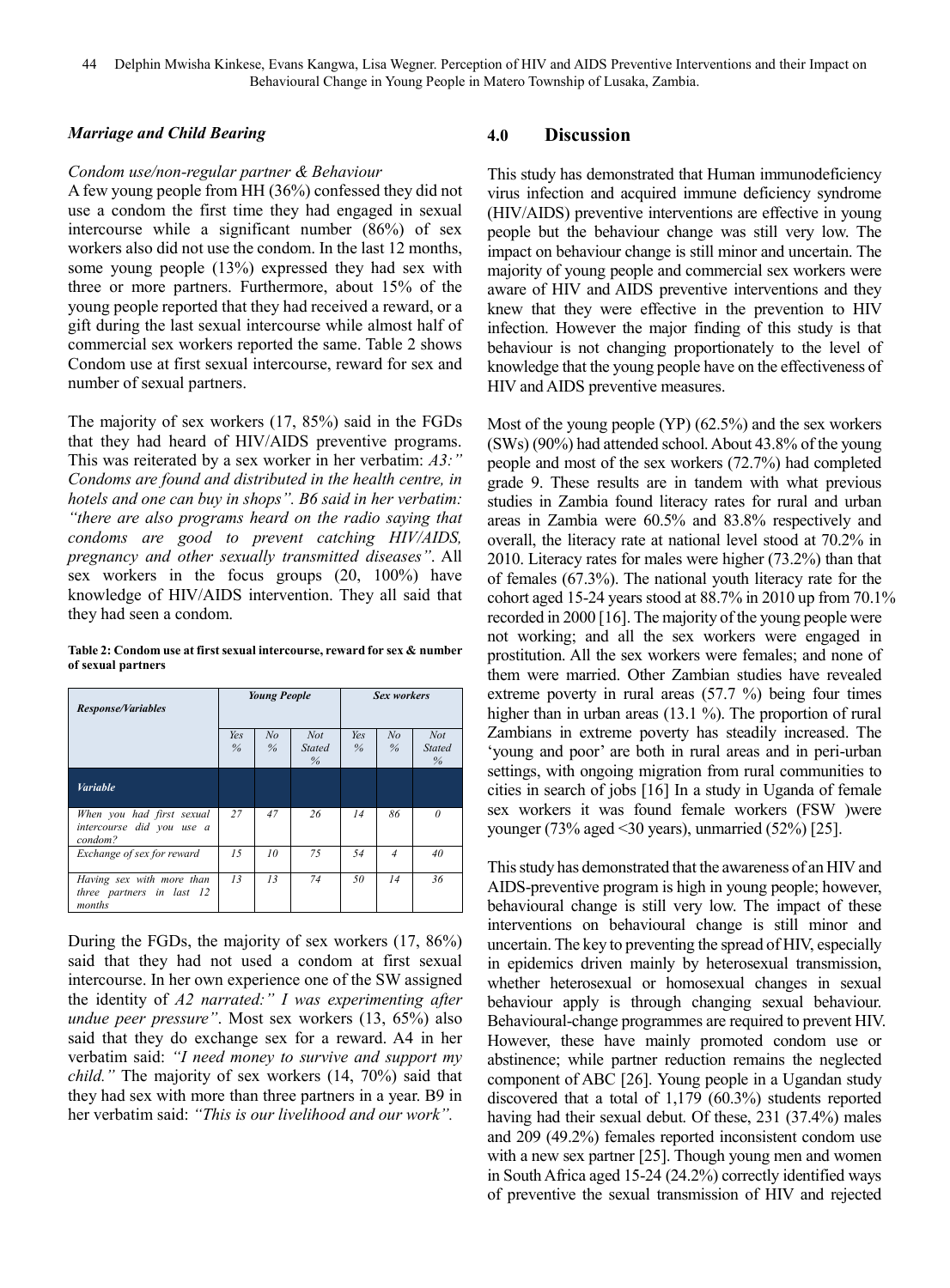### *Marriage and Child Bearing*

*Condom use/non-regular partner & Behaviour*

A few young people from HH (36%) confessed they did not use a condom the first time they had engaged in sexual intercourse while a significant number (86%) of sex workers also did not use the condom. In the last 12 months, some young people (13%) expressed they had sex with three or more partners. Furthermore, about 15% of the young people reported that they had received a reward, or a gift during the last sexual intercourse while almost half of commercial sex workers reported the same. Table 2 shows Condom use at first sexual intercourse, reward for sex and number of sexual partners.

The majority of sex workers (17, 85%) said in the FGDs that they had heard of HIV/AIDS preventive programs. This was reiterated by a sex worker in her verbatim: *A3:" Condoms are found and distributed in the health centre, in hotels and one can buy in shops". B6 said in her verbatim: "there are also programs heard on the radio saying that condoms are good to prevent catching HIV/AIDS, pregnancy and other sexually transmitted diseases"*. All sex workers in the focus groups (20, 100%) have knowledge of HIV/AIDS intervention. They all said that they had seen a condom.

**Table 2: Condom use at first sexual intercourse, reward for sex & number of sexual partners**

| *Response/Variables* | *Young People* | | | *Sex workers* | | |
|---|---|---|---|---|---|---|
| | *Yes %* | *No %* | *Not Stated %* | *Yes %* | *No %* | *Not Stated %* |
| ***Variable*** | | | | | | |
| *When you had first sexual intercourse did you use a condom?* | *27* | *47* | *26* | *14* | *86* | *0* |
| *Exchange of sex for reward* | *15* | *10* | *75* | *54* | *4* | *40* |
| *Having sex with more than three partners in last 12 months* | *13* | *13* | *74* | *50* | *14* | *36* |

During the FGDs, the majority of sex workers (17, 86%) said that they had not used a condom at first sexual intercourse. In her own experience one of the SW assigned the identity of *A2 narrated:" I was experimenting after undue peer pressure"*. Most sex workers (13, 65%) also said that they do exchange sex for a reward. A4 in her verbatim said: *"I need money to survive and support my child."* The majority of sex workers (14, 70%) said that they had sex with more than three partners in a year. B9 in her verbatim said: *"This is our livelihood and our work".*

## 4.0 Discussion

This study has demonstrated that Human immunodeficiency virus infection and acquired immune deficiency syndrome (HIV/AIDS) preventive interventions are effective in young people but the behaviour change was still very low. The impact on behaviour change is still minor and uncertain. The majority of young people and commercial sex workers were aware of HIV and AIDS preventive interventions and they knew that they were effective in the prevention to HIV infection. However the major finding of this study is that behaviour is not changing proportionately to the level of knowledge that the young people have on the effectiveness of HIV and AIDS preventive measures.

Most of the young people (YP) (62.5%) and the sex workers (SWs) (90%) had attended school. About 43.8% of the young people and most of the sex workers (72.7%) had completed grade 9. These results are in tandem with what previous studies in Zambia found literacy rates for rural and urban areas in Zambia were 60.5% and 83.8% respectively and overall, the literacy rate at national level stood at 70.2% in 2010. Literacy rates for males were higher (73.2%) than that of females (67.3%). The national youth literacy rate for the cohort aged 15-24 years stood at 88.7% in 2010 up from 70.1% recorded in 2000 [16]. The majority of the young people were not working; and all the sex workers were engaged in prostitution. All the sex workers were females; and none of them were married. Other Zambian studies have revealed extreme poverty in rural areas (57.7 %) being four times higher than in urban areas (13.1 %). The proportion of rural Zambians in extreme poverty has steadily increased. The 'young and poor' are both in rural areas and in peri-urban settings, with ongoing migration from rural communities to cities in search of jobs [16] In a study in Uganda of female sex workers it was found female workers (FSW )were younger (73% aged <30 years), unmarried (52%) [25].

This study has demonstrated that the awareness of an HIV and AIDS-preventive program is high in young people; however, behavioural change is still very low. The impact of these interventions on behavioural change is still minor and uncertain. The key to preventing the spread of HIV, especially in epidemics driven mainly by heterosexual transmission, whether heterosexual or homosexual changes in sexual behaviour apply is through changing sexual behaviour. Behavioural-change programmes are required to prevent HIV. However, these have mainly promoted condom use or abstinence; while partner reduction remains the neglected component of ABC [26]. Young people in a Ugandan study discovered that a total of 1,179 (60.3%) students reported having had their sexual debut. Of these, 231 (37.4%) males and 209 (49.2%) females reported inconsistent condom use with a new sex partner [25]. Though young men and women in South Africa aged 15-24 (24.2%) correctly identified ways of preventive the sexual transmission of HIV and rejected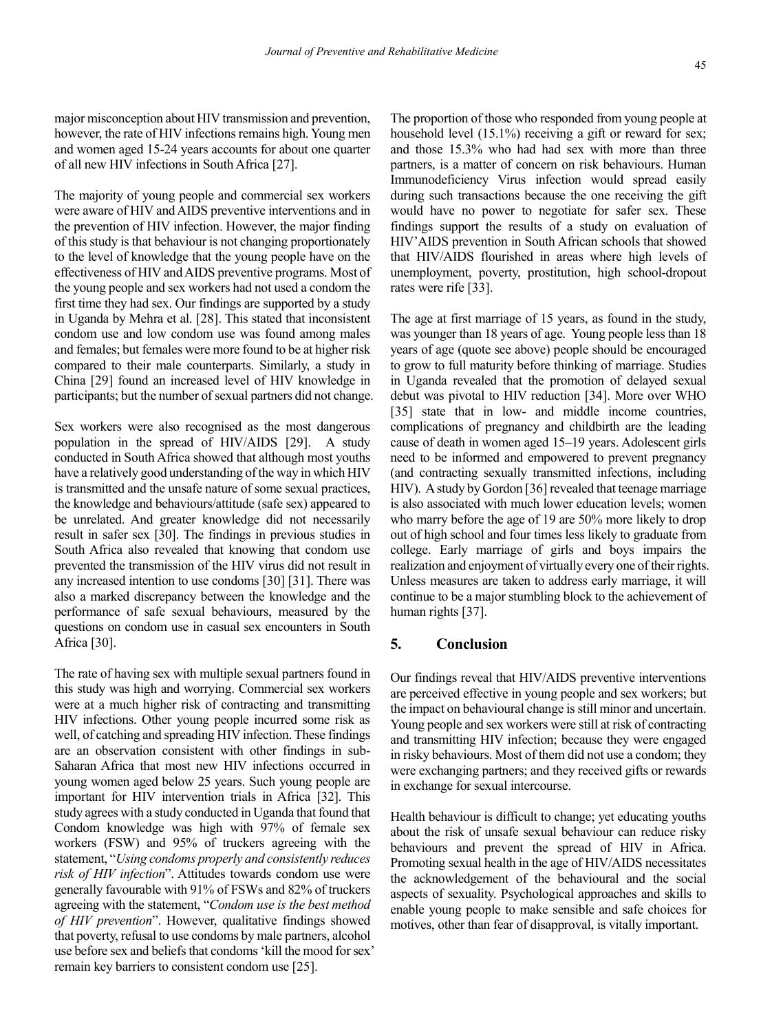major misconception about HIV transmission and prevention, however, the rate of HIV infections remains high. Young men and women aged 15-24 years accounts for about one quarter of all new HIV infections in South Africa [27].

The majority of young people and commercial sex workers were aware of HIV and AIDS preventive interventions and in the prevention of HIV infection. However, the major finding of this study is that behaviour is not changing proportionately to the level of knowledge that the young people have on the effectiveness of HIV and AIDS preventive programs. Most of the young people and sex workers had not used a condom the first time they had sex. Our findings are supported by a study in Uganda by Mehra et al. [28]. This stated that inconsistent condom use and low condom use was found among males and females; but females were more found to be at higher risk compared to their male counterparts. Similarly, a study in China [29] found an increased level of HIV knowledge in participants; but the number of sexual partners did not change.

Sex workers were also recognised as the most dangerous population in the spread of HIV/AIDS [29]. A study conducted in South Africa showed that although most youths have a relatively good understanding of the way in which HIV is transmitted and the unsafe nature of some sexual practices, the knowledge and behaviours/attitude (safe sex) appeared to be unrelated. And greater knowledge did not necessarily result in safer sex [30]. The findings in previous studies in South Africa also revealed that knowing that condom use prevented the transmission of the HIV virus did not result in any increased intention to use condoms [30] [31]. There was also a marked discrepancy between the knowledge and the performance of safe sexual behaviours, measured by the questions on condom use in casual sex encounters in South Africa [30].

The rate of having sex with multiple sexual partners found in this study was high and worrying. Commercial sex workers were at a much higher risk of contracting and transmitting HIV infections. Other young people incurred some risk as well, of catching and spreading HIV infection. These findings are an observation consistent with other findings in sub-Saharan Africa that most new HIV infections occurred in young women aged below 25 years. Such young people are important for HIV intervention trials in Africa [32]. This study agrees with a study conducted in Uganda that found that Condom knowledge was high with 97% of female sex workers (FSW) and 95% of truckers agreeing with the statement, "*Using condoms properly and consistently reduces risk of HIV infection*". Attitudes towards condom use were generally favourable with 91% of FSWs and 82% of truckers agreeing with the statement, "*Condom use is the best method of HIV prevention*". However, qualitative findings showed that poverty, refusal to use condoms by male partners, alcohol use before sex and beliefs that condoms 'kill the mood for sex' remain key barriers to consistent condom use [25].

The proportion of those who responded from young people at household level (15.1%) receiving a gift or reward for sex; and those 15.3% who had had sex with more than three partners, is a matter of concern on risk behaviours. Human Immunodeficiency Virus infection would spread easily during such transactions because the one receiving the gift would have no power to negotiate for safer sex. These findings support the results of a study on evaluation of HIV'AIDS prevention in South African schools that showed that HIV/AIDS flourished in areas where high levels of unemployment, poverty, prostitution, high school-dropout rates were rife [33].

The age at first marriage of 15 years, as found in the study, was younger than 18 years of age. Young people less than 18 years of age (quote see above) people should be encouraged to grow to full maturity before thinking of marriage. Studies in Uganda revealed that the promotion of delayed sexual debut was pivotal to HIV reduction [34]. More over WHO [35] state that in low- and middle income countries, complications of pregnancy and childbirth are the leading cause of death in women aged 15–19 years. Adolescent girls need to be informed and empowered to prevent pregnancy (and contracting sexually transmitted infections, including HIV). A study by Gordon [36] revealed that teenage marriage is also associated with much lower education levels; women who marry before the age of 19 are 50% more likely to drop out of high school and four times less likely to graduate from college. Early marriage of girls and boys impairs the realization and enjoyment of virtually every one of their rights. Unless measures are taken to address early marriage, it will continue to be a major stumbling block to the achievement of human rights [37].

## 5. Conclusion

Our findings reveal that HIV/AIDS preventive interventions are perceived effective in young people and sex workers; but the impact on behavioural change is still minor and uncertain. Young people and sex workers were still at risk of contracting and transmitting HIV infection; because they were engaged in risky behaviours. Most of them did not use a condom; they were exchanging partners; and they received gifts or rewards in exchange for sexual intercourse.

Health behaviour is difficult to change; yet educating youths about the risk of unsafe sexual behaviour can reduce risky behaviours and prevent the spread of HIV in Africa. Promoting sexual health in the age of HIV/AIDS necessitates the acknowledgement of the behavioural and the social aspects of sexuality. Psychological approaches and skills to enable young people to make sensible and safe choices for motives, other than fear of disapproval, is vitally important.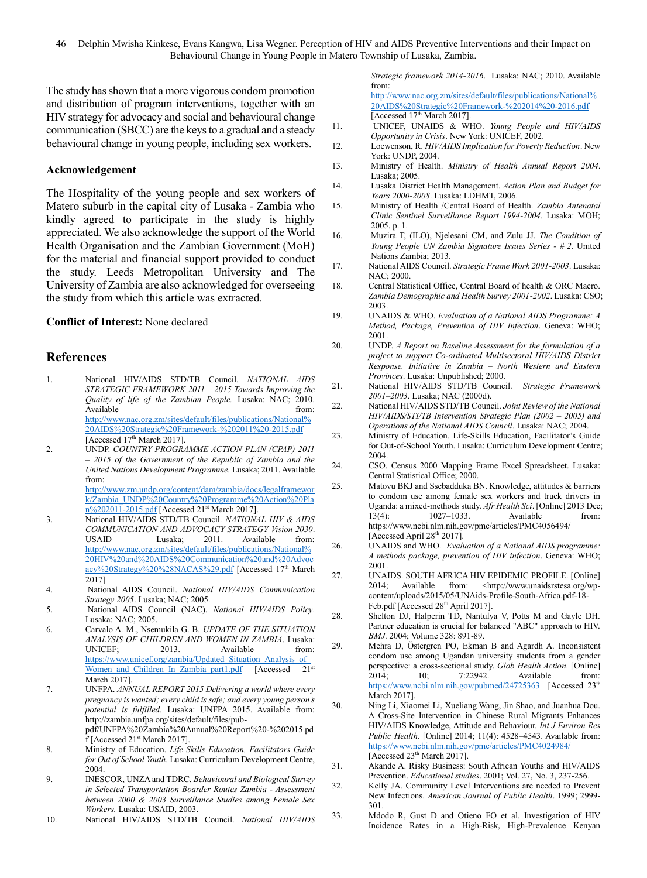The study has shown that a more vigorous condom promotion and distribution of program interventions, together with an HIV strategy for advocacy and social and behavioural change communication (SBCC) are the keys to a gradual and a steady behavioural change in young people, including sex workers.

## Acknowledgement

The Hospitality of the young people and sex workers of Matero suburb in the capital city of Lusaka - Zambia who kindly agreed to participate in the study is highly appreciated. We also acknowledge the support of the World Health Organisation and the Zambian Government (MoH) for the material and financial support provided to conduct the study. Leeds Metropolitan University and The University of Zambia are also acknowledged for overseeing the study from which this article was extracted.

**Conflict of Interest:** None declared

## References

1. National HIV/AIDS STD/TB Council. *NATIONAL AIDS STRATEGIC FRAMEWORK 2011 – 2015 Towards Improving the Quality of life of the Zambian People.* Lusaka: NAC; 2010. Available from: http://www.nac.org.zm/sites/default/files/publications/National%20AIDS%20Strategic%20Framework-%202011%20-2015.pdf [Accessed 17th March 2017].
2. UNDP. *COUNTRY PROGRAMME ACTION PLAN (CPAP) 2011 – 2015 of the Government of the Republic of Zambia and the United Nations Development Programme.* Lusaka; 2011. Available from: http://www.zm.undp.org/content/dam/zambia/docs/legalframework/Zambia_UNDP%20Country%20Programme%20Action%20Plan%202011-2015.pdf [Accessed 21st March 2017].
3. National HIV/AIDS STD/TB Council. *NATIONAL HIV & AIDS COMMUNICATION AND ADVOCACY STRATEGY Vision 2030*. USAID – Lusaka; 2011. Available from: http://www.nac.org.zm/sites/default/files/publications/National%20HIV%20and%20AIDS%20Communication%20and%20Advocacy%20Strategy%20%28NACAS%29.pdf [Accessed 17th March 2017]
4. National AIDS Council. *National HIV/AIDS Communication Strategy 2005*. Lusaka; NAC; 2005.
5. National AIDS Council (NAC). *National HIV/AIDS Policy*. Lusaka: NAC; 2005.
6. Carvalo A. M., Nsemukila G. B. *UPDATE OF THE SITUATION ANALYSIS OF CHILDREN AND WOMEN IN ZAMBIA*. Lusaka: UNICEF; 2013. Available from: https://www.unicef.org/zambia/Updated_Situation_Analysis_of_Women_and_Children_In_Zambia_part1.pdf [Accessed 21st March 2017].
7. UNFPA. *ANNUAL REPORT 2015 Delivering a world where every pregnancy is wanted; every child is safe; and every young person's potential is fulfilled.* Lusaka: UNFPA 2015. Available from: http://zambia.unfpa.org/sites/default/files/pub-pdf/UNFPA%20Zambia%20Annual%20Report%20-%202015.pdf [Accessed 21st March 2017].
8. Ministry of Education. *Life Skills Education, Facilitators Guide for Out of School Youth*. Lusaka: Curriculum Development Centre, 2004.
9. INESCOR, UNZA and TDRC. *Behavioural and Biological Survey in Selected Transportation Boarder Routes Zambia - Assessment between 2000 & 2003 Surveillance Studies among Female Sex Workers.* Lusaka: USAID, 2003.
10. National HIV/AIDS STD/TB Council. *National HIV/AIDS Strategic framework 2014-2016*. Lusaka: NAC; 2010. Available from: http://www.nac.org.zm/sites/default/files/publications/National%20AIDS%20Strategic%20Framework-%202014%20-2016.pdf [Accessed 17th March 2017].
11. UNICEF, UNAIDS & WHO. *Young People and HIV/AIDS Opportunity in Crisis*. New York: UNICEF, 2002.
12. Loewenson, R. *HIV/AIDS Implication for Poverty Reduction*. New York: UNDP, 2004.
13. Ministry of Health. *Ministry of Health Annual Report 2004*. Lusaka; 2005.
14. Lusaka District Health Management. *Action Plan and Budget for Years 2000-2008*. Lusaka: LDHMT, 2006.
15. Ministry of Health /Central Board of Health. *Zambia Antenatal Clinic Sentinel Surveillance Report 1994-2004*. Lusaka: MOH; 2005. p. 1.
16. Muzira T, (ILO), Njelesani CM, and Zulu JJ. *The Condition of Young People UN Zambia Signature Issues Series - # 2*. United Nations Zambia; 2013.
17. National AIDS Council. *Strategic Frame Work 2001-2003*. Lusaka: NAC; 2000.
18. Central Statistical Office, Central Board of health & ORC Macro. *Zambia Demographic and Health Survey 2001-2002*. Lusaka: CSO; 2003.
19. UNAIDS & WHO. *Evaluation of a National AIDS Programme: A Method, Package, Prevention of HIV Infection*. Geneva: WHO; 2001.
20. UNDP. *A Report on Baseline Assessment for the formulation of a project to support Co-ordinated Multisectoral HIV/AIDS District Response. Initiative in Zambia – North Western and Eastern Provinces*. Lusaka: Unpublished; 2000.
21. National HIV/AIDS STD/TB Council. *Strategic Framework 2001–2003*. Lusaka; NAC (2000d).
22. National HIV/AIDS STD/TB Council. *Joint Review of the National HIV/AIDS/STI/TB Intervention Strategic Plan (2002 – 2005) and Operations of the National AIDS Council*. Lusaka: NAC; 2004.
23. Ministry of Education. Life-Skills Education, Facilitator's Guide for Out-of-School Youth. Lusaka: Curriculum Development Centre; 2004.
24. CSO. Census 2000 Mapping Frame Excel Spreadsheet. Lusaka: Central Statistical Office; 2000.
25. Matovu BKJ and Ssebadduka BN. Knowledge, attitudes & barriers to condom use among female sex workers and truck drivers in Uganda: a mixed-methods study. *Afr Health Sci*. [Online] 2013 Dec; 13(4): 1027–1033. Available from: https://www.ncbi.nlm.nih.gov/pmc/articles/PMC4056494/ [Accessed April 28th 2017].
26. UNAIDS and WHO. *Evaluation of a National AIDS programme: A methods package, prevention of HIV infection*. Geneva: WHO; 2001.
27. UNAIDS. SOUTH AFRICA HIV EPIDEMIC PROFILE. [Online] 2014; Available from: <http://www.unaidsrstesa.org/wp-content/uploads/2015/05/UNAids-Profile-South-Africa.pdf-18-Feb.pdf [Accessed 28th April 2017].
28. Shelton DJ, Halperin TD, Nantulya V, Potts M and Gayle DH. Partner education is crucial for balanced "ABC" approach to HIV. *BMJ*. 2004; Volume 328: 891-89.
29. Mehra D, Östergren PO, Ekman B and Agardh A. Inconsistent condom use among Ugandan university students from a gender perspective: a cross-sectional study. *Glob Health Action*. [Online] 2014; 10; 7:22942. Available from: https://www.ncbi.nlm.nih.gov/pubmed/24725363 [Accessed 23th March 2017].
30. Ning Li, Xiaomei Li, Xueliang Wang, Jin Shao, and Juanhua Dou. A Cross-Site Intervention in Chinese Rural Migrants Enhances HIV/AIDS Knowledge, Attitude and Behaviour. *Int J Environ Res Public Health*. [Online] 2014; 11(4): 4528–4543. Available from: https://www.ncbi.nlm.nih.gov/pmc/articles/PMC4024984/ [Accessed 23th March 2017].
31. Akande A. Risky Business: South African Youths and HIV/AIDS Prevention. *Educational studies*. 2001; Vol. 27, No. 3, 237-256.
32. Kelly JA. Community Level Interventions are needed to Prevent New Infections. *American Journal of Public Health*. 1999; 2999-301.
33. Mdodo R, Gust D and Otieno FO et al. Investigation of HIV Incidence Rates in a High-Risk, High-Prevalence Kenyan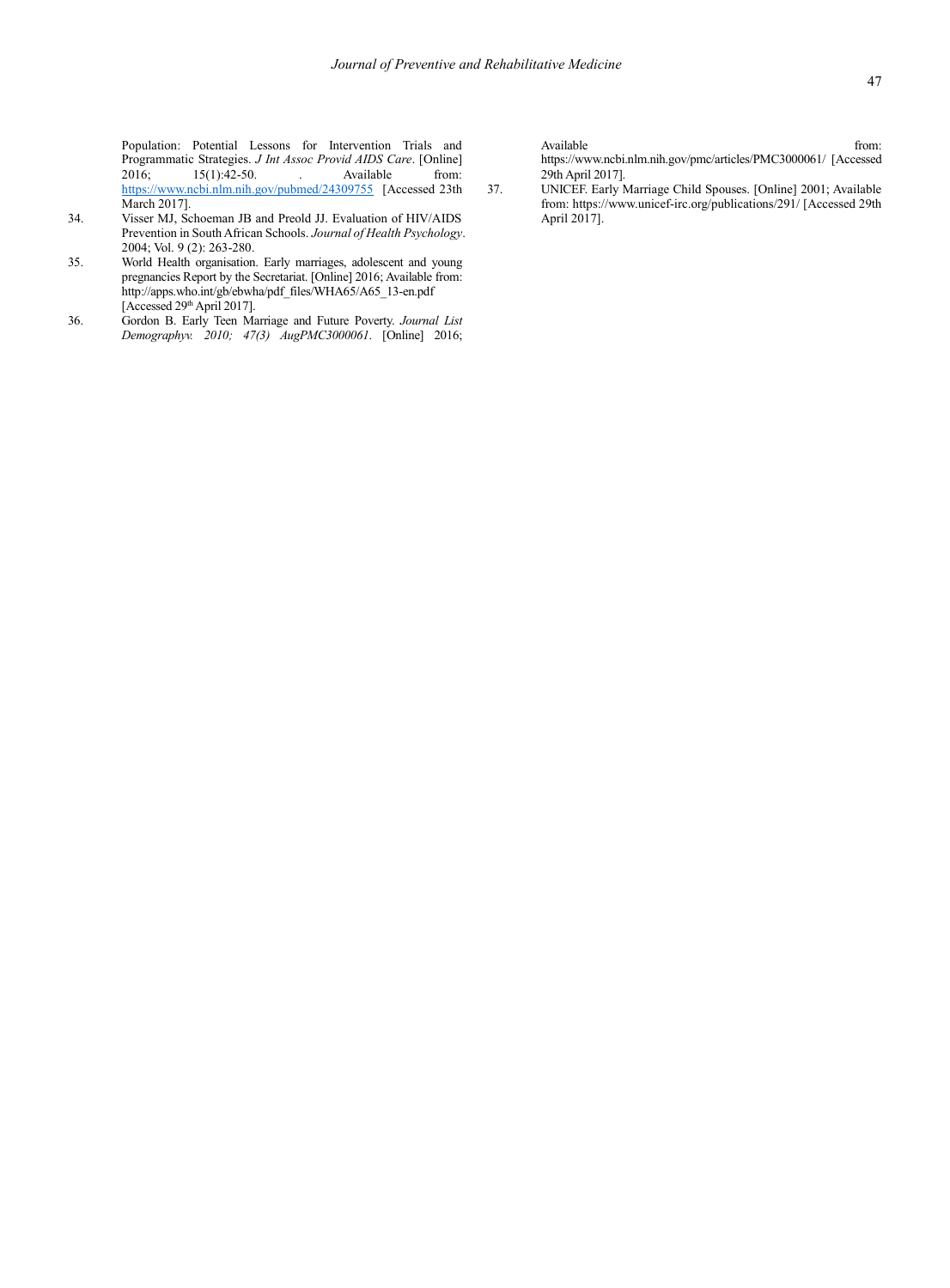Population: Potential Lessons for Intervention Trials and Programmatic Strategies. *J Int Assoc Provid AIDS Care*. [Online] 2016; 15(1):42-50. . Available from: https://www.ncbi.nlm.nih.gov/pubmed/24309755 [Accessed 23th March 2017].

34. Visser MJ, Schoeman JB and Preold JJ. Evaluation of HIV/AIDS Prevention in South African Schools. *Journal of Health Psychology*. 2004; Vol. 9 (2): 263-280.
35. World Health organisation. Early marriages, adolescent and young pregnancies Report by the Secretariat. [Online] 2016; Available from: http://apps.who.int/gb/ebwha/pdf_files/WHA65/A65_13-en.pdf [Accessed 29th April 2017].
36. Gordon B. Early Teen Marriage and Future Poverty. *Journal List Demographyv. 2010; 47(3) AugPMC3000061*. [Online] 2016; Available from: https://www.ncbi.nlm.nih.gov/pmc/articles/PMC3000061/ [Accessed 29th April 2017].
37. UNICEF. Early Marriage Child Spouses. [Online] 2001; Available from: https://www.unicef-irc.org/publications/291/ [Accessed 29th April 2017].